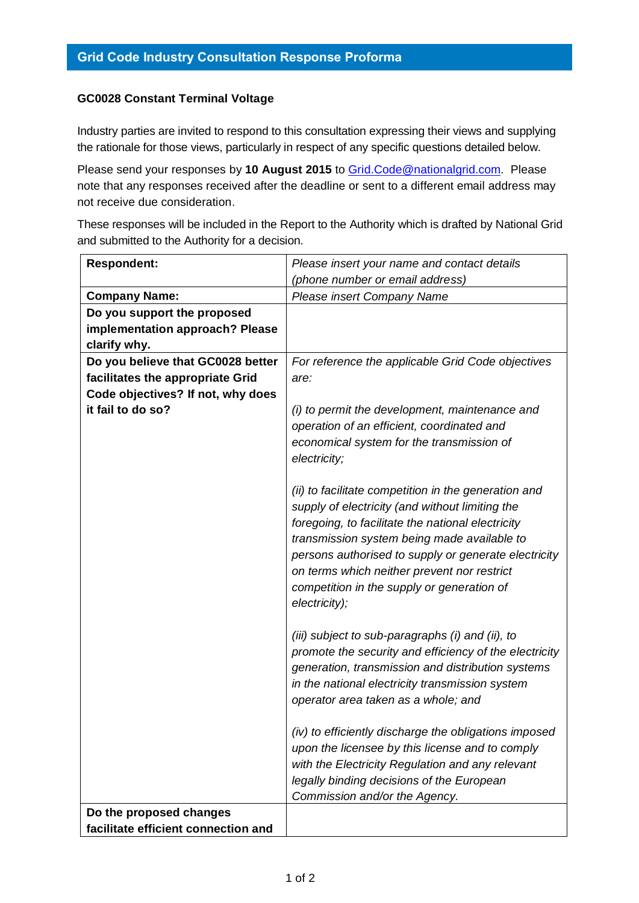## Grid Code Industry Consultation Response Proforma

**GC0028 Constant Terminal Voltage**

Industry parties are invited to respond to this consultation expressing their views and supplying the rationale for those views, particularly in respect of any specific questions detailed below.

Please send your responses by **10 August 2015** to Grid.Code@nationalgrid.com. Please note that any responses received after the deadline or sent to a different email address may not receive due consideration.

These responses will be included in the Report to the Authority which is drafted by National Grid and submitted to the Authority for a decision.

| | |
|---|---|
| **Respondent:** | *Please insert your name and contact details (phone number or email address)* |
| **Company Name:** | *Please insert Company Name* |
| **Do you support the proposed implementation approach? Please clarify why.** | |
| **Do you believe that GC0028 better facilitates the appropriate Grid Code objectives? If not, why does it fail to do so?** | *For reference the applicable Grid Code objectives are:*<br><br>*(i) to permit the development, maintenance and operation of an efficient, coordinated and economical system for the transmission of electricity;*<br><br>*(ii) to facilitate competition in the generation and supply of electricity (and without limiting the foregoing, to facilitate the national electricity transmission system being made available to persons authorised to supply or generate electricity on terms which neither prevent nor restrict competition in the supply or generation of electricity);*<br><br>*(iii) subject to sub-paragraphs (i) and (ii), to promote the security and efficiency of the electricity generation, transmission and distribution systems in the national electricity transmission system operator area taken as a whole; and*<br><br>*(iv) to efficiently discharge the obligations imposed upon the licensee by this license and to comply with the Electricity Regulation and any relevant legally binding decisions of the European Commission and/or the Agency.* |
| **Do the proposed changes facilitate efficient connection and** | |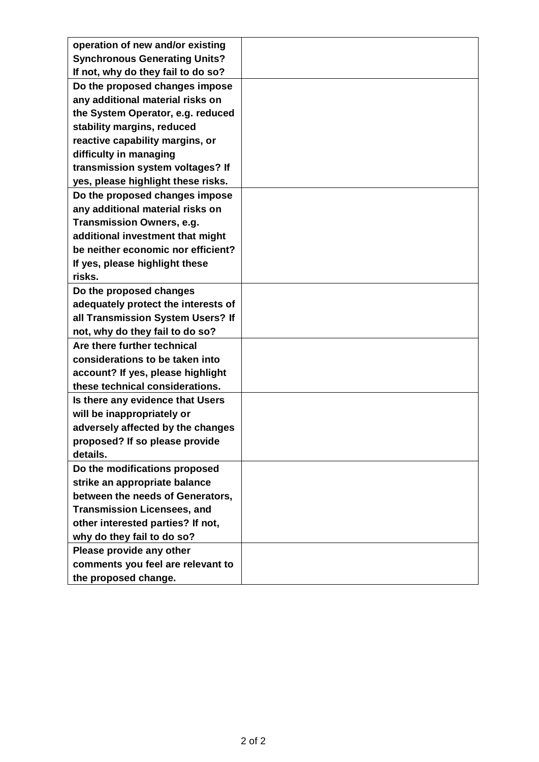| | |
|---|---|
| **operation of new and/or existing Synchronous Generating Units? If not, why do they fail to do so?** | |
| **Do the proposed changes impose any additional material risks on the System Operator, e.g. reduced stability margins, reduced reactive capability margins, or difficulty in managing transmission system voltages? If yes, please highlight these risks.** | |
| **Do the proposed changes impose any additional material risks on Transmission Owners, e.g. additional investment that might be neither economic nor efficient? If yes, please highlight these risks.** | |
| **Do the proposed changes adequately protect the interests of all Transmission System Users? If not, why do they fail to do so?** | |
| **Are there further technical considerations to be taken into account? If yes, please highlight these technical considerations.** | |
| **Is there any evidence that Users will be inappropriately or adversely affected by the changes proposed? If so please provide details.** | |
| **Do the modifications proposed strike an appropriate balance between the needs of Generators, Transmission Licensees, and other interested parties? If not, why do they fail to do so?** | |
| **Please provide any other comments you feel are relevant to the proposed change.** | |